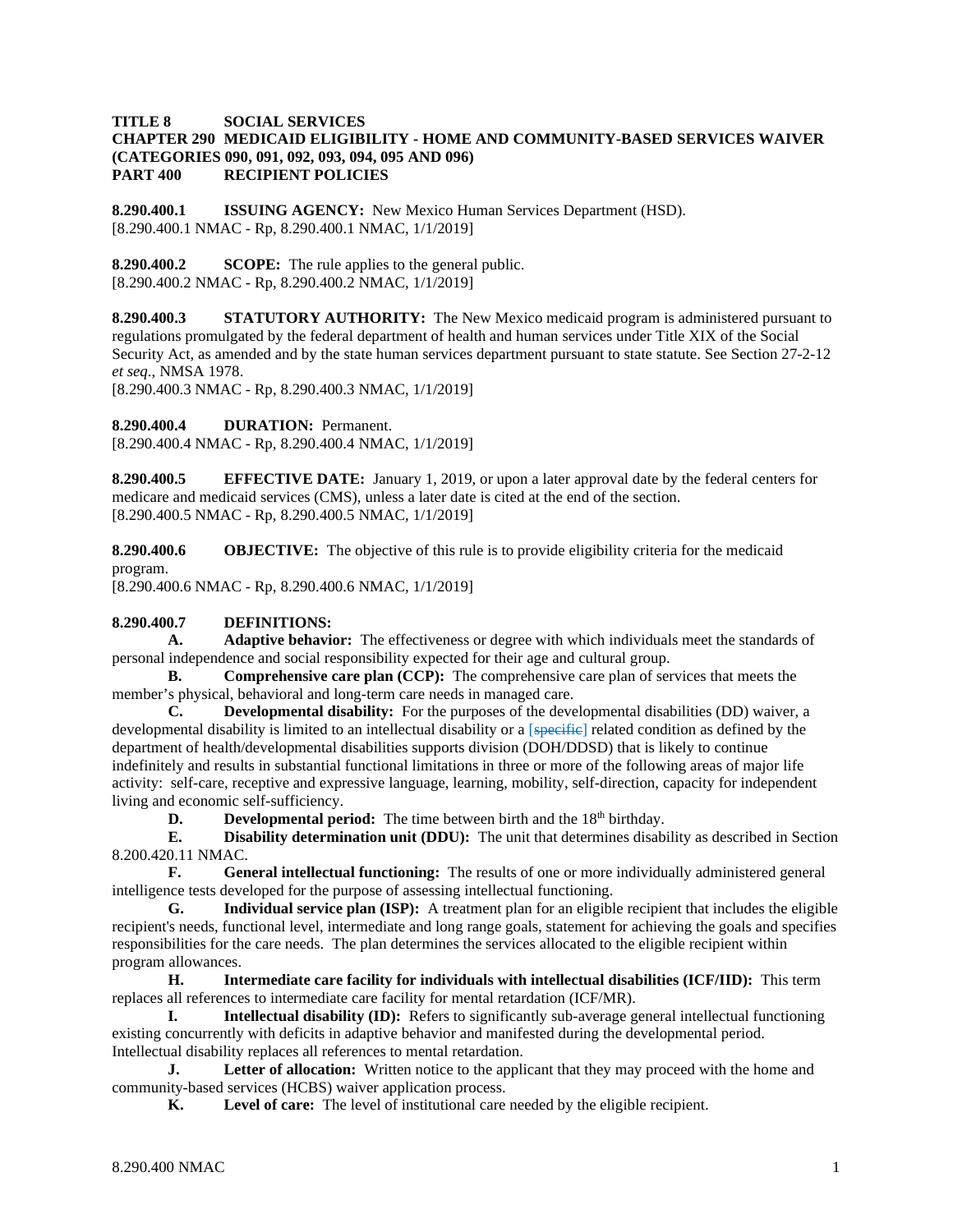**TITLE 8 SOCIAL SERVICES**
**CHAPTER 290 MEDICAID ELIGIBILITY - HOME AND COMMUNITY-BASED SERVICES WAIVER (CATEGORIES 090, 091, 092, 093, 094, 095 AND 096)**
**PART 400 RECIPIENT POLICIES**

**8.290.400.1 ISSUING AGENCY:** New Mexico Human Services Department (HSD).
[8.290.400.1 NMAC - Rp, 8.290.400.1 NMAC, 1/1/2019]

**8.290.400.2 SCOPE:** The rule applies to the general public.
[8.290.400.2 NMAC - Rp, 8.290.400.2 NMAC, 1/1/2019]

**8.290.400.3 STATUTORY AUTHORITY:** The New Mexico medicaid program is administered pursuant to regulations promulgated by the federal department of health and human services under Title XIX of the Social Security Act, as amended and by the state human services department pursuant to state statute. See Section 27-2-12 *et seq*., NMSA 1978.
[8.290.400.3 NMAC - Rp, 8.290.400.3 NMAC, 1/1/2019]

**8.290.400.4 DURATION:** Permanent.
[8.290.400.4 NMAC - Rp, 8.290.400.4 NMAC, 1/1/2019]

**8.290.400.5 EFFECTIVE DATE:** January 1, 2019, or upon a later approval date by the federal centers for medicare and medicaid services (CMS), unless a later date is cited at the end of the section.
[8.290.400.5 NMAC - Rp, 8.290.400.5 NMAC, 1/1/2019]

**8.290.400.6 OBJECTIVE:** The objective of this rule is to provide eligibility criteria for the medicaid program.
[8.290.400.6 NMAC - Rp, 8.290.400.6 NMAC, 1/1/2019]

**8.290.400.7 DEFINITIONS:**

**A. Adaptive behavior:** The effectiveness or degree with which individuals meet the standards of personal independence and social responsibility expected for their age and cultural group.

**B. Comprehensive care plan (CCP):** The comprehensive care plan of services that meets the member's physical, behavioral and long-term care needs in managed care.

**C. Developmental disability:** For the purposes of the developmental disabilities (DD) waiver, a developmental disability is limited to an intellectual disability or a [~~specific~~] related condition as defined by the department of health/developmental disabilities supports division (DOH/DDSD) that is likely to continue indefinitely and results in substantial functional limitations in three or more of the following areas of major life activity: self-care, receptive and expressive language, learning, mobility, self-direction, capacity for independent living and economic self-sufficiency.

**D. Developmental period:** The time between birth and the 18th birthday.

**E. Disability determination unit (DDU):** The unit that determines disability as described in Section 8.200.420.11 NMAC.

**F. General intellectual functioning:** The results of one or more individually administered general intelligence tests developed for the purpose of assessing intellectual functioning.

**G. Individual service plan (ISP):** A treatment plan for an eligible recipient that includes the eligible recipient's needs, functional level, intermediate and long range goals, statement for achieving the goals and specifies responsibilities for the care needs. The plan determines the services allocated to the eligible recipient within program allowances.

**H. Intermediate care facility for individuals with intellectual disabilities (ICF/IID):** This term replaces all references to intermediate care facility for mental retardation (ICF/MR).

**I. Intellectual disability (ID):** Refers to significantly sub-average general intellectual functioning existing concurrently with deficits in adaptive behavior and manifested during the developmental period. Intellectual disability replaces all references to mental retardation.

**J. Letter of allocation:** Written notice to the applicant that they may proceed with the home and community-based services (HCBS) waiver application process.

**K. Level of care:** The level of institutional care needed by the eligible recipient.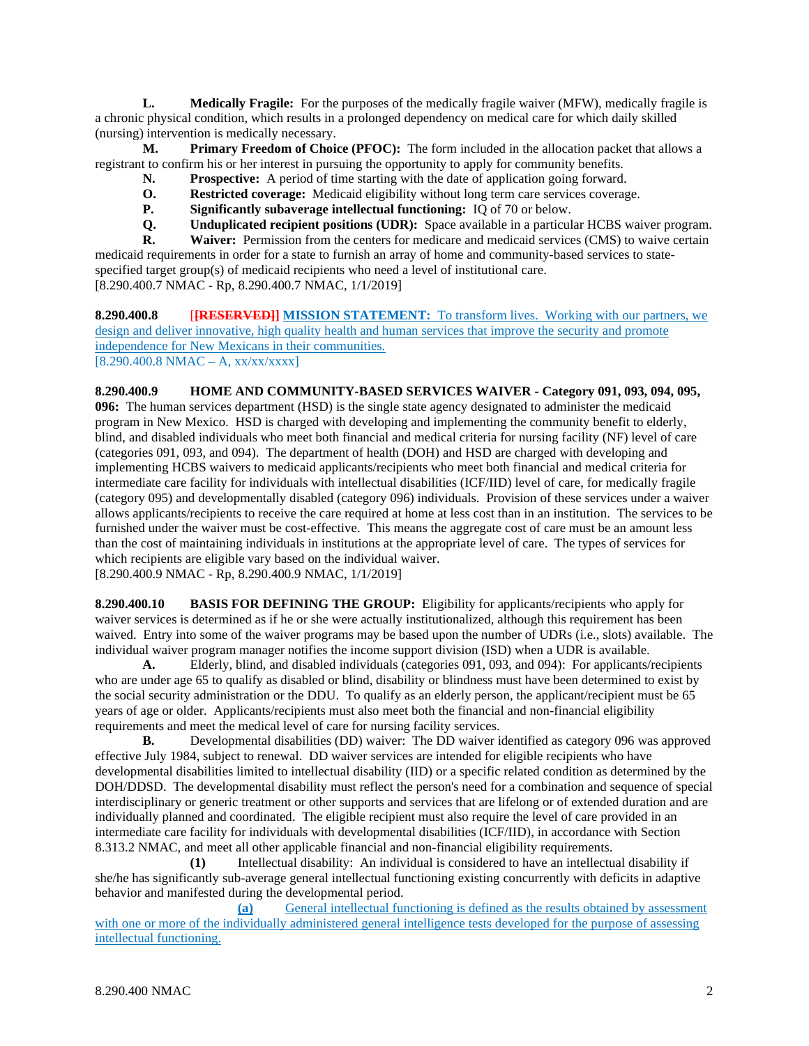**L.** **Medically Fragile:** For the purposes of the medically fragile waiver (MFW), medically fragile is a chronic physical condition, which results in a prolonged dependency on medical care for which daily skilled (nursing) intervention is medically necessary.

**M.** **Primary Freedom of Choice (PFOC):** The form included in the allocation packet that allows a registrant to confirm his or her interest in pursuing the opportunity to apply for community benefits.

**N.** **Prospective:** A period of time starting with the date of application going forward.

**O.** **Restricted coverage:** Medicaid eligibility without long term care services coverage.

**P.** **Significantly subaverage intellectual functioning:** IQ of 70 or below.

**Q.** **Unduplicated recipient positions (UDR):** Space available in a particular HCBS waiver program.

**R.** **Waiver:** Permission from the centers for medicare and medicaid services (CMS) to waive certain medicaid requirements in order for a state to furnish an array of home and community-based services to state-specified target group(s) of medicaid recipients who need a level of institutional care.

[8.290.400.7 NMAC - Rp, 8.290.400.7 NMAC, 1/1/2019]

**8.290.400.8** [~~**[RESERVED]**~~] **MISSION STATEMENT:** To transform lives. Working with our partners, we design and deliver innovative, high quality health and human services that improve the security and promote independence for New Mexicans in their communities.

[8.290.400.8 NMAC – A, xx/xx/xxxx]

**8.290.400.9** **HOME AND COMMUNITY-BASED SERVICES WAIVER - Category 091, 093, 094, 095, 096:** The human services department (HSD) is the single state agency designated to administer the medicaid program in New Mexico. HSD is charged with developing and implementing the community benefit to elderly, blind, and disabled individuals who meet both financial and medical criteria for nursing facility (NF) level of care (categories 091, 093, and 094). The department of health (DOH) and HSD are charged with developing and implementing HCBS waivers to medicaid applicants/recipients who meet both financial and medical criteria for intermediate care facility for individuals with intellectual disabilities (ICF/IID) level of care, for medically fragile (category 095) and developmentally disabled (category 096) individuals. Provision of these services under a waiver allows applicants/recipients to receive the care required at home at less cost than in an institution. The services to be furnished under the waiver must be cost-effective. This means the aggregate cost of care must be an amount less than the cost of maintaining individuals in institutions at the appropriate level of care. The types of services for which recipients are eligible vary based on the individual waiver.

[8.290.400.9 NMAC - Rp, 8.290.400.9 NMAC, 1/1/2019]

**8.290.400.10** **BASIS FOR DEFINING THE GROUP:** Eligibility for applicants/recipients who apply for waiver services is determined as if he or she were actually institutionalized, although this requirement has been waived. Entry into some of the waiver programs may be based upon the number of UDRs (i.e., slots) available. The individual waiver program manager notifies the income support division (ISD) when a UDR is available.

**A.** Elderly, blind, and disabled individuals (categories 091, 093, and 094): For applicants/recipients who are under age 65 to qualify as disabled or blind, disability or blindness must have been determined to exist by the social security administration or the DDU. To qualify as an elderly person, the applicant/recipient must be 65 years of age or older. Applicants/recipients must also meet both the financial and non-financial eligibility requirements and meet the medical level of care for nursing facility services.

**B.** Developmental disabilities (DD) waiver: The DD waiver identified as category 096 was approved effective July 1984, subject to renewal. DD waiver services are intended for eligible recipients who have developmental disabilities limited to intellectual disability (IID) or a specific related condition as determined by the DOH/DDSD. The developmental disability must reflect the person's need for a combination and sequence of special interdisciplinary or generic treatment or other supports and services that are lifelong or of extended duration and are individually planned and coordinated. The eligible recipient must also require the level of care provided in an intermediate care facility for individuals with developmental disabilities (ICF/IID), in accordance with Section 8.313.2 NMAC, and meet all other applicable financial and non-financial eligibility requirements.

**(1)** Intellectual disability: An individual is considered to have an intellectual disability if she/he has significantly sub-average general intellectual functioning existing concurrently with deficits in adaptive behavior and manifested during the developmental period.

**(a)** General intellectual functioning is defined as the results obtained by assessment with one or more of the individually administered general intelligence tests developed for the purpose of assessing intellectual functioning.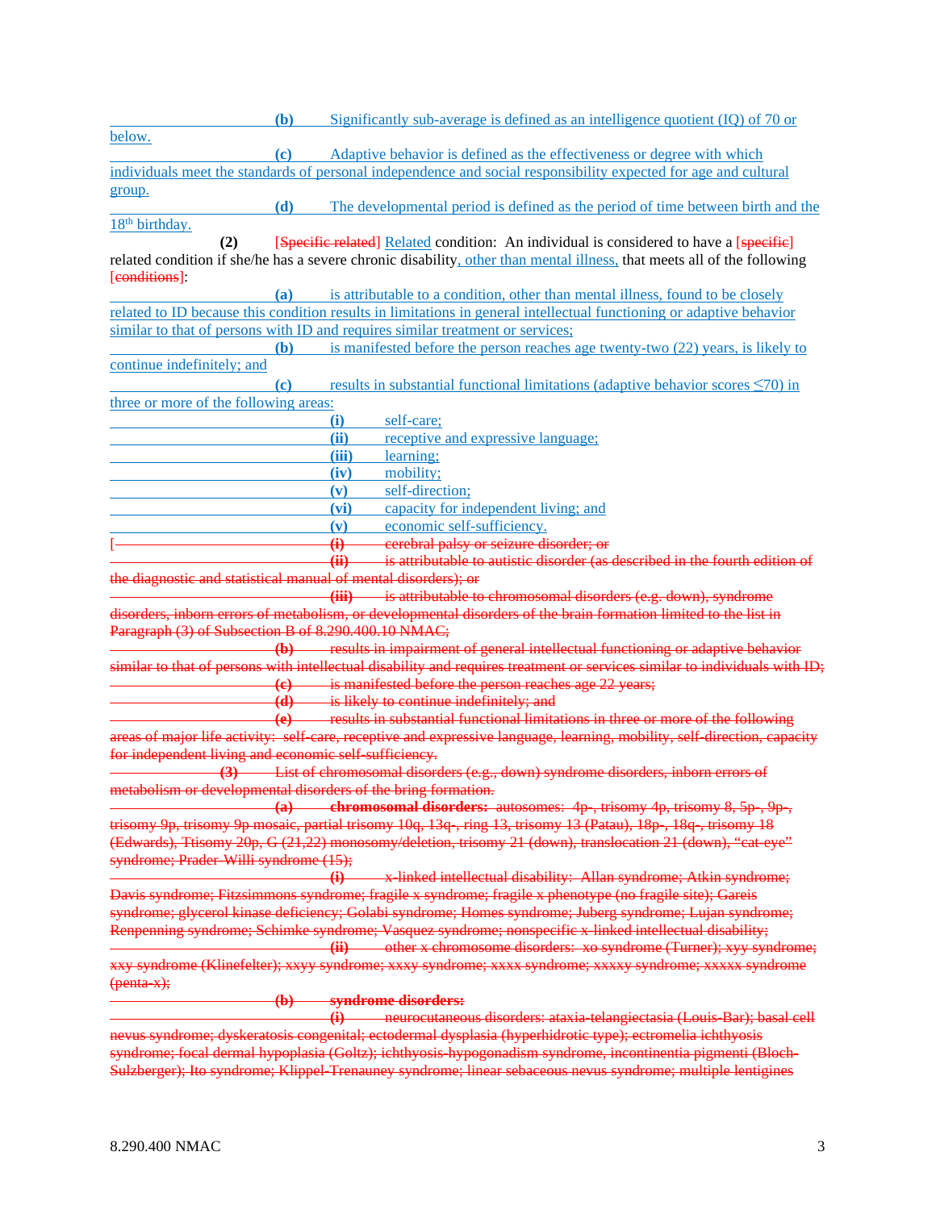**(b)** Significantly sub-average is defined as an intelligence quotient (IQ) of 70 or below.

**(c)** Adaptive behavior is defined as the effectiveness or degree with which individuals meet the standards of personal independence and social responsibility expected for age and cultural group.

**(d)** The developmental period is defined as the period of time between birth and the 18th birthday.

**(2)** [Specific related] Related condition: An individual is considered to have a [specific] related condition if she/he has a severe chronic disability, other than mental illness, that meets all of the following [conditions]:

**(a)** is attributable to a condition, other than mental illness, found to be closely related to ID because this condition results in limitations in general intellectual functioning or adaptive behavior similar to that of persons with ID and requires similar treatment or services;

**(b)** is manifested before the person reaches age twenty-two (22) years, is likely to continue indefinitely; and

**(c)** results in substantial functional limitations (adaptive behavior scores ≤70) in three or more of the following areas:

**(i)** self-care;

**(ii)** receptive and expressive language;

**(iii)** learning;

**(iv)** mobility;

**(v)** self-direction;

**(vi)** capacity for independent living; and

**(v)** economic self-sufficiency.

[**(i)** cerebral palsy or seizure disorder; or

**(ii)** is attributable to autistic disorder (as described in the fourth edition of the diagnostic and statistical manual of mental disorders); or

**(iii)** is attributable to chromosomal disorders (e.g. down), syndrome disorders, inborn errors of metabolism, or developmental disorders of the brain formation limited to the list in Paragraph (3) of Subsection B of 8.290.400.10 NMAC;

**(b)** results in impairment of general intellectual functioning or adaptive behavior similar to that of persons with intellectual disability and requires treatment or services similar to individuals with ID;

**(c)** is manifested before the person reaches age 22 years;

**(d)** is likely to continue indefinitely; and

**(e)** results in substantial functional limitations in three or more of the following areas of major life activity: self-care, receptive and expressive language, learning, mobility, self-direction, capacity for independent living and economic self-sufficiency.

**(3)** List of chromosomal disorders (e.g., down) syndrome disorders, inborn errors of metabolism or developmental disorders of the bring formation.

**(a)** **chromosomal disorders:** autosomes: 4p-, trisomy 4p, trisomy 8, 5p-, 9p-, trisomy 9p, trisomy 9p mosaic, partial trisomy 10q, 13q-, ring 13, trisomy 13 (Patau), 18p-, 18q-, trisomy 18 (Edwards), Ttisomy 20p, G (21,22) monosomy/deletion, trisomy 21 (down), translocation 21 (down), "cat-eye" syndrome; Prader-Willi syndrome (15);

**(i)** x-linked intellectual disability: Allan syndrome; Atkin syndrome; Davis syndrome; Fitzsimmons syndrome; fragile x syndrome; fragile x phenotype (no fragile site); Gareis syndrome; glycerol kinase deficiency; Golabi syndrome; Homes syndrome; Juberg syndrome; Lujan syndrome; Renpenning syndrome; Schimke syndrome; Vasquez syndrome; nonspecific x-linked intellectual disability;

**(ii)** other x chromosome disorders: xo syndrome (Turner); xyy syndrome; xxy syndrome (Klinefelter); xxyy syndrome; xxxy syndrome; xxxx syndrome; xxxxy syndrome; xxxxx syndrome (penta-x);

**(b)** **syndrome disorders:**

**(i)** neurocutaneous disorders: ataxia-telangiectasia (Louis-Bar); basal cell nevus syndrome; dyskeratosis congenital; ectodermal dysplasia (hyperhidrotic type); ectromelia ichthyosis syndrome; focal dermal hypoplasia (Goltz); ichthyosis-hypogonadism syndrome, incontinentia pigmenti (Bloch-Sulzberger); Ito syndrome; Klippel-Trenauney syndrome; linear sebaceous nevus syndrome; multiple lentigines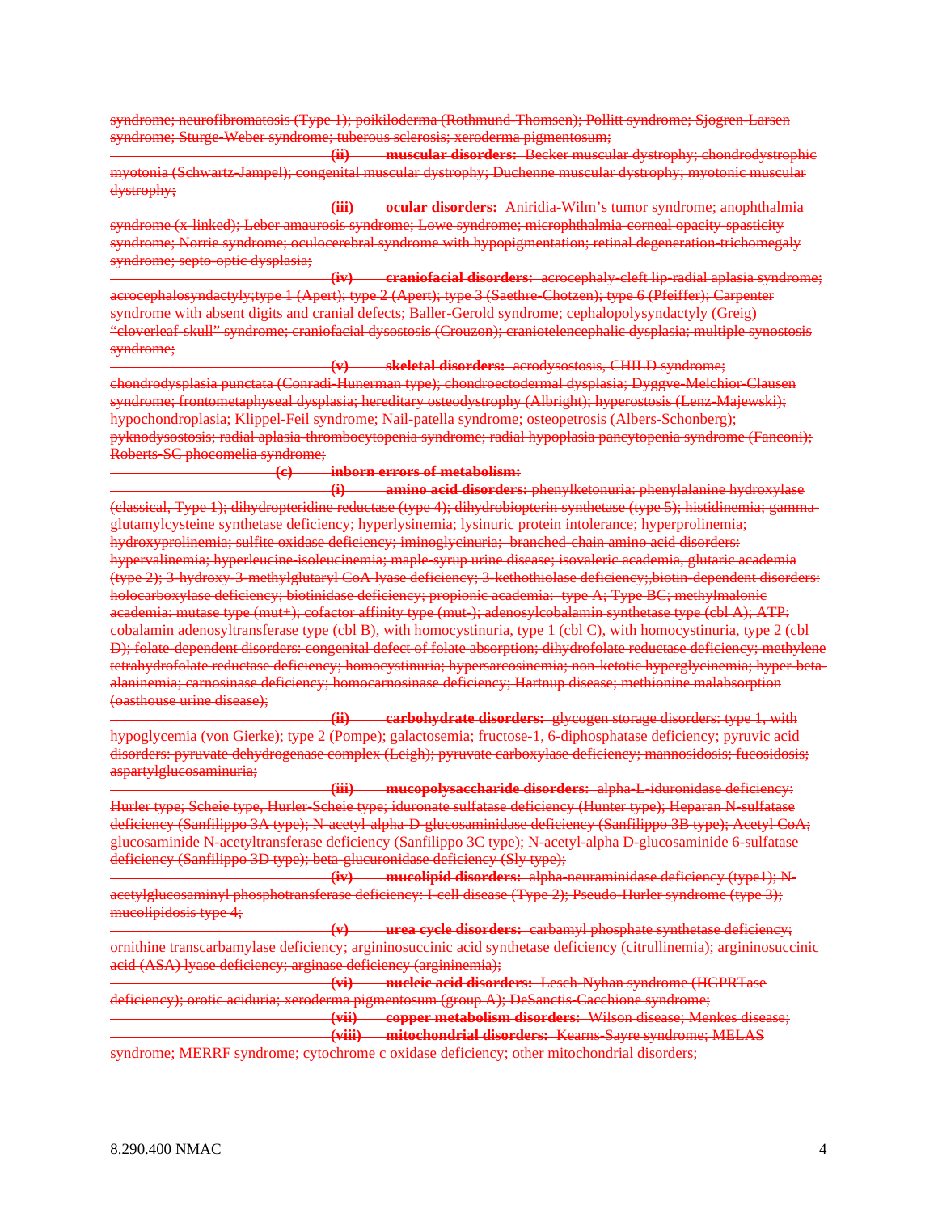~~syndrome; neurofibromatosis (Type 1); poikiloderma (Rothmund-Thomsen); Pollitt syndrome; Sjogren-Larsen syndrome; Sturge-Weber syndrome; tuberous sclerosis; xeroderma pigmentosum;~~

~~**(ii) muscular disorders:** Becker muscular dystrophy; chondrodystrophic myotonia (Schwartz-Jampel); congenital muscular dystrophy; Duchenne muscular dystrophy; myotonic muscular dystrophy;~~

~~**(iii) ocular disorders:** Aniridia-Wilm's tumor syndrome; anophthalmia syndrome (x-linked); Leber amaurosis syndrome; Lowe syndrome; microphthalmia-corneal opacity-spasticity syndrome; Norrie syndrome; oculocerebral syndrome with hypopigmentation; retinal degeneration-trichomegaly syndrome; septo-optic dysplasia;~~

~~**(iv) craniofacial disorders:** acrocephaly-cleft lip-radial aplasia syndrome; acrocephalosyndactyly;type 1 (Apert); type 2 (Apert); type 3 (Saethre-Chotzen); type 6 (Pfeiffer); Carpenter syndrome with absent digits and cranial defects; Baller-Gerold syndrome; cephalopolysyndactyly (Greig) "cloverleaf-skull" syndrome; craniofacial dysostosis (Crouzon); craniotelencephalic dysplasia; multiple synostosis syndrome;~~

~~**(v) skeletal disorders:** acrodysostosis, CHILD syndrome; chondrodysplasia punctata (Conradi-Hunerman type); chondroectodermal dysplasia; Dyggve-Melchior-Clausen syndrome; frontometaphyseal dysplasia; hereditary osteodystrophy (Albright); hyperostosis (Lenz-Majewski); hypochondroplasia; Klippel-Feil syndrome; Nail-patella syndrome; osteopetrosis (Albers-Schonberg); pyknodysostosis; radial aplasia-thrombocytopenia syndrome; radial hypoplasia pancytopenia syndrome (Fanconi); Roberts-SC phocomelia syndrome;~~

~~**(c) inborn errors of metabolism:**~~

~~**(i) amino acid disorders:** phenylketonuria: phenylalanine hydroxylase (classical, Type 1); dihydropteridine reductase (type 4); dihydrobiopterin synthetase (type 5); histidinemia; gamma-glutamylcysteine synthetase deficiency; hyperlysinemia; lysinuric protein intolerance; hyperprolinemia; hydroxyprolinemia; sulfite oxidase deficiency; iminoglycinuria; branched-chain amino acid disorders: hypervalinemia; hyperleucine-isoleucinemia; maple-syrup urine disease; isovaleric academia, glutaric academia (type 2); 3-hydroxy-3-methylglutaryl CoA lyase deficiency; 3-kethothiolase deficiency;,biotin-dependent disorders: holocarboxylase deficiency; biotinidase deficiency; propionic academia: type A; Type BC; methylmalonic academia: mutase type (mut+); cofactor affinity type (mut-); adenosylcobalamin synthetase type (cbl A); ATP: cobalamin adenosyltransferase type (cbl B), with homocystinuria, type 1 (cbl C), with homocystinuria, type 2 (cbl D); folate-dependent disorders: congenital defect of folate absorption; dihydrofolate reductase deficiency; methylene tetrahydrofolate reductase deficiency; homocystinuria; hypersarcosinemia; non-ketotic hyperglycinemia; hyper-beta-alaninemia; carnosinase deficiency; homocarnosinase deficiency; Hartnup disease; methionine malabsorption (oasthouse urine disease);~~

~~**(ii) carbohydrate disorders:** glycogen storage disorders: type 1, with hypoglycemia (von Gierke); type 2 (Pompe); galactosemia; fructose-1, 6-diphosphatase deficiency; pyruvic acid disorders: pyruvate dehydrogenase complex (Leigh); pyruvate carboxylase deficiency; mannosidosis; fucosidosis; aspartylglucosaminuria;~~

~~**(iii) mucopolysaccharide disorders:** alpha-L-iduronidase deficiency: Hurler type; Scheie type, Hurler-Scheie type; iduronate sulfatase deficiency (Hunter type); Heparan N-sulfatase deficiency (Sanfilippo 3A type); N-acetyl-alpha-D-glucosaminidase deficiency (Sanfilippo 3B type); Acetyl CoA; glucosaminide N-acetyltransferase deficiency (Sanfilippo 3C type); N-acetyl-alpha-D-glucosaminide-6-sulfatase deficiency (Sanfilippo 3D type); beta-glucuronidase deficiency (Sly type);~~

~~**(iv) mucolipid disorders:** alpha-neuraminidase deficiency (type1); N-acetylglucosaminyl phosphotransferase deficiency: I-cell disease (Type 2); Pseudo-Hurler syndrome (type 3); mucolipidosis type 4;~~

~~**(v) urea cycle disorders:** carbamyl phosphate synthetase deficiency; ornithine transcarbamylase deficiency; argininosuccinic acid synthetase deficiency (citrullinemia); argininosuccinic acid (ASA) lyase deficiency; arginase deficiency (argininemia);~~

~~**(vi) nucleic acid disorders:** Lesch-Nyhan syndrome (HGPRTase deficiency); orotic aciduria; xeroderma pigmentosum (group A); DeSanctis-Cacchione syndrome;~~

~~**(vii) copper metabolism disorders:** Wilson disease; Menkes disease;~~

~~**(viii) mitochondrial disorders:** Kearns-Sayre syndrome; MELAS syndrome; MERRF syndrome; cytochrome c oxidase deficiency; other mitochondrial disorders;~~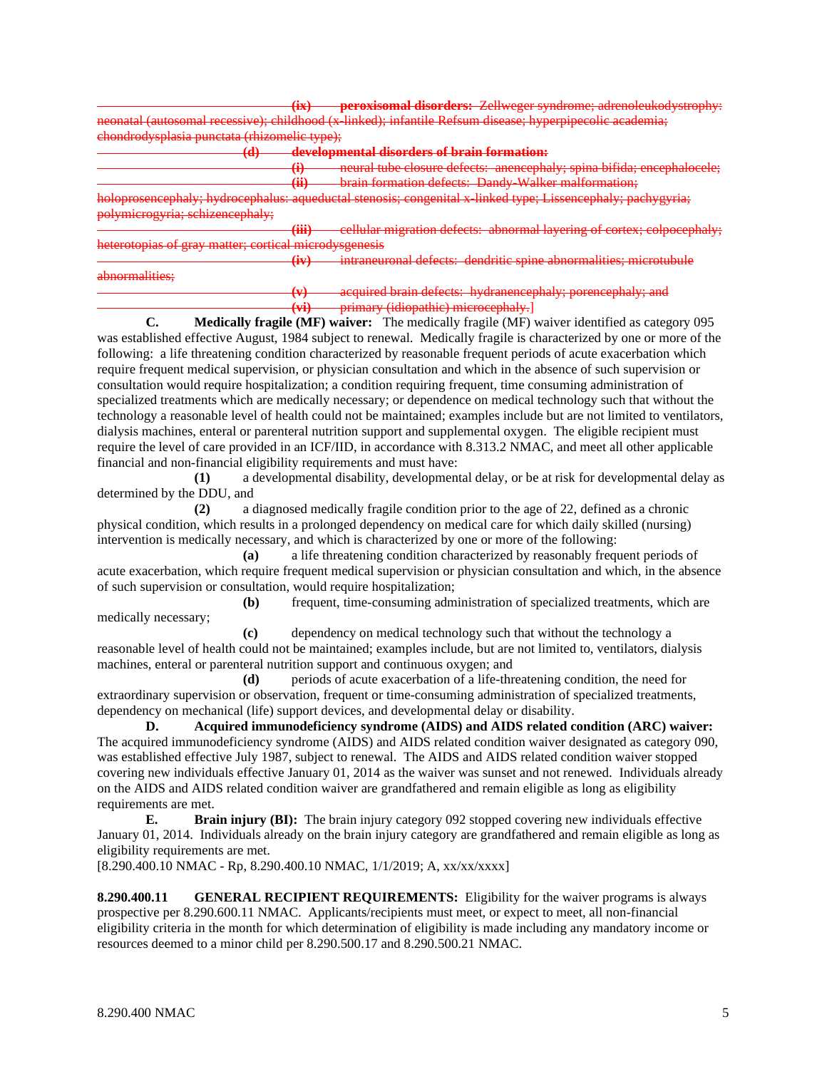~~(ix) **peroxisomal disorders:** Zellweger syndrome; adrenoleukodystrophy: neonatal (autosomal recessive); childhood (x-linked); infantile Refsum disease; hyperpipecolic academia; chondrodysplasia punctata (rhizomelic type);~~

~~**(d) developmental disorders of brain formation:**~~

~~(i) neural tube closure defects: anencephaly; spina bifida; encephalocele;~~

~~(ii) brain formation defects: Dandy-Walker malformation; holoprosencephaly; hydrocephalus: aqueductal stenosis; congenital x-linked type; Lissencephaly; pachygyria; polymicrogyria; schizencephaly;~~

~~(iii) cellular migration defects: abnormal layering of cortex; colpocephaly; heterotopias of gray matter; cortical microdysgenesis~~

~~(iv) intraneuronal defects: dendritic spine abnormalities; microtubule abnormalities;~~

~~(v) acquired brain defects: hydranencephaly; porencephaly; and~~

~~(vi) primary (idiopathic) microcephaly.~~]

**C. Medically fragile (MF) waiver:** The medically fragile (MF) waiver identified as category 095 was established effective August, 1984 subject to renewal. Medically fragile is characterized by one or more of the following: a life threatening condition characterized by reasonable frequent periods of acute exacerbation which require frequent medical supervision, or physician consultation and which in the absence of such supervision or consultation would require hospitalization; a condition requiring frequent, time consuming administration of specialized treatments which are medically necessary; or dependence on medical technology such that without the technology a reasonable level of health could not be maintained; examples include but are not limited to ventilators, dialysis machines, enteral or parenteral nutrition support and supplemental oxygen. The eligible recipient must require the level of care provided in an ICF/IID, in accordance with 8.313.2 NMAC, and meet all other applicable financial and non-financial eligibility requirements and must have:

**(1)** a developmental disability, developmental delay, or be at risk for developmental delay as determined by the DDU, and

**(2)** a diagnosed medically fragile condition prior to the age of 22, defined as a chronic physical condition, which results in a prolonged dependency on medical care for which daily skilled (nursing) intervention is medically necessary, and which is characterized by one or more of the following:

**(a)** a life threatening condition characterized by reasonably frequent periods of acute exacerbation, which require frequent medical supervision or physician consultation and which, in the absence of such supervision or consultation, would require hospitalization;

**(b)** frequent, time-consuming administration of specialized treatments, which are medically necessary;

**(c)** dependency on medical technology such that without the technology a reasonable level of health could not be maintained; examples include, but are not limited to, ventilators, dialysis machines, enteral or parenteral nutrition support and continuous oxygen; and

**(d)** periods of acute exacerbation of a life-threatening condition, the need for extraordinary supervision or observation, frequent or time-consuming administration of specialized treatments, dependency on mechanical (life) support devices, and developmental delay or disability.

**D. Acquired immunodeficiency syndrome (AIDS) and AIDS related condition (ARC) waiver:** The acquired immunodeficiency syndrome (AIDS) and AIDS related condition waiver designated as category 090, was established effective July 1987, subject to renewal. The AIDS and AIDS related condition waiver stopped covering new individuals effective January 01, 2014 as the waiver was sunset and not renewed. Individuals already on the AIDS and AIDS related condition waiver are grandfathered and remain eligible as long as eligibility requirements are met.

**E. Brain injury (BI):** The brain injury category 092 stopped covering new individuals effective January 01, 2014. Individuals already on the brain injury category are grandfathered and remain eligible as long as eligibility requirements are met.

[8.290.400.10 NMAC - Rp, 8.290.400.10 NMAC, 1/1/2019; A, xx/xx/xxxx]

**8.290.400.11 GENERAL RECIPIENT REQUIREMENTS:** Eligibility for the waiver programs is always prospective per 8.290.600.11 NMAC. Applicants/recipients must meet, or expect to meet, all non-financial eligibility criteria in the month for which determination of eligibility is made including any mandatory income or resources deemed to a minor child per 8.290.500.17 and 8.290.500.21 NMAC.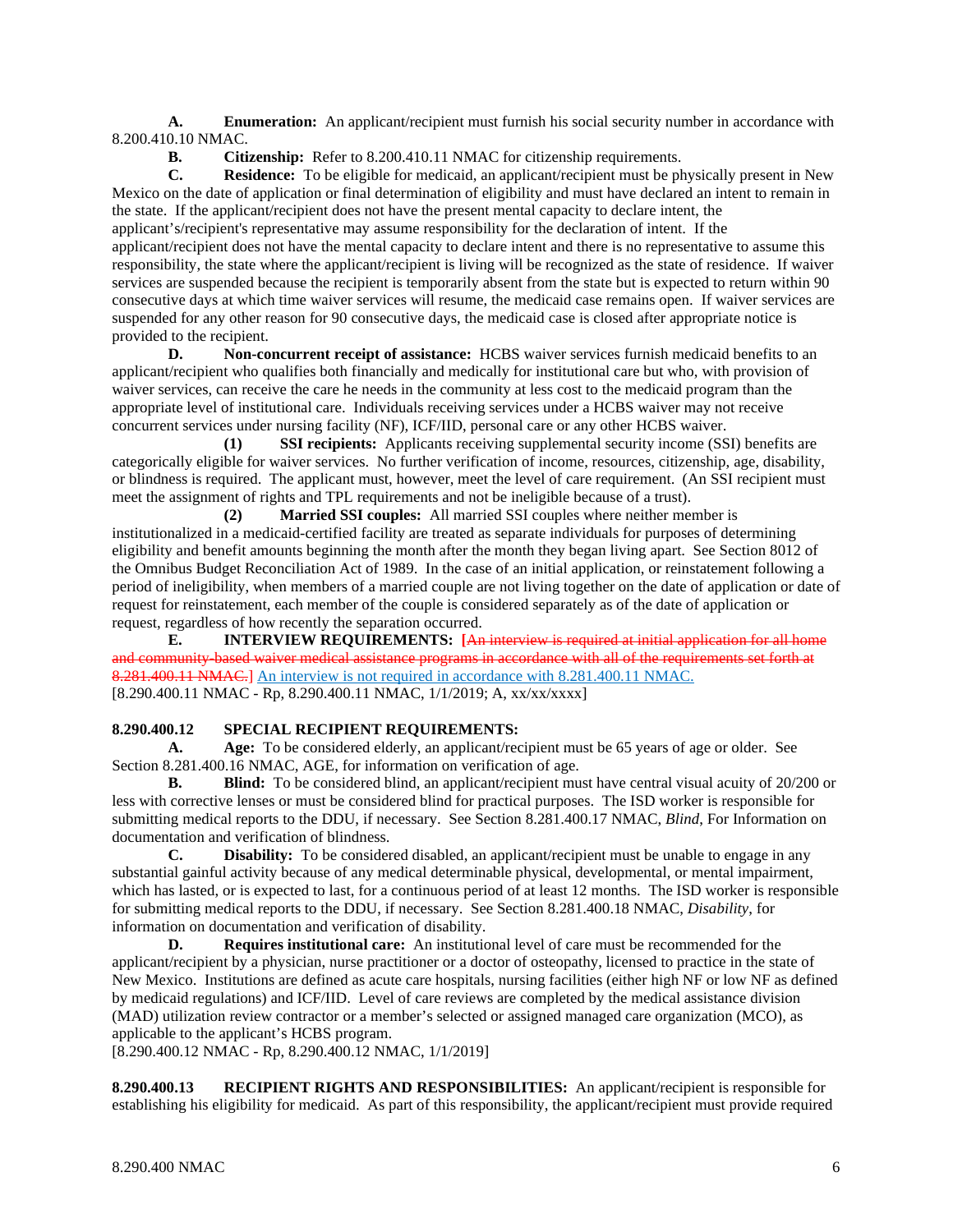**A. Enumeration:** An applicant/recipient must furnish his social security number in accordance with 8.200.410.10 NMAC.

**B. Citizenship:** Refer to 8.200.410.11 NMAC for citizenship requirements.

**C. Residence:** To be eligible for medicaid, an applicant/recipient must be physically present in New Mexico on the date of application or final determination of eligibility and must have declared an intent to remain in the state. If the applicant/recipient does not have the present mental capacity to declare intent, the applicant's/recipient's representative may assume responsibility for the declaration of intent. If the applicant/recipient does not have the mental capacity to declare intent and there is no representative to assume this responsibility, the state where the applicant/recipient is living will be recognized as the state of residence. If waiver services are suspended because the recipient is temporarily absent from the state but is expected to return within 90 consecutive days at which time waiver services will resume, the medicaid case remains open. If waiver services are suspended for any other reason for 90 consecutive days, the medicaid case is closed after appropriate notice is provided to the recipient.

**D. Non-concurrent receipt of assistance:** HCBS waiver services furnish medicaid benefits to an applicant/recipient who qualifies both financially and medically for institutional care but who, with provision of waiver services, can receive the care he needs in the community at less cost to the medicaid program than the appropriate level of institutional care. Individuals receiving services under a HCBS waiver may not receive concurrent services under nursing facility (NF), ICF/IID, personal care or any other HCBS waiver.

**(1) SSI recipients:** Applicants receiving supplemental security income (SSI) benefits are categorically eligible for waiver services. No further verification of income, resources, citizenship, age, disability, or blindness is required. The applicant must, however, meet the level of care requirement. (An SSI recipient must meet the assignment of rights and TPL requirements and not be ineligible because of a trust).

**(2) Married SSI couples:** All married SSI couples where neither member is institutionalized in a medicaid-certified facility are treated as separate individuals for purposes of determining eligibility and benefit amounts beginning the month after the month they began living apart. See Section 8012 of the Omnibus Budget Reconciliation Act of 1989. In the case of an initial application, or reinstatement following a period of ineligibility, when members of a married couple are not living together on the date of application or date of request for reinstatement, each member of the couple is considered separately as of the date of application or request, regardless of how recently the separation occurred.

**E. INTERVIEW REQUIREMENTS:** [~~An interview is required at initial application for all home and community-based waiver medical assistance programs in accordance with all of the requirements set forth at 8.281.400.11 NMAC.~~] An interview is not required in accordance with 8.281.400.11 NMAC.

[8.290.400.11 NMAC - Rp, 8.290.400.11 NMAC, 1/1/2019; A, xx/xx/xxxx]

**8.290.400.12 SPECIAL RECIPIENT REQUIREMENTS:**

**A. Age:** To be considered elderly, an applicant/recipient must be 65 years of age or older. See Section 8.281.400.16 NMAC, AGE, for information on verification of age.

**B. Blind:** To be considered blind, an applicant/recipient must have central visual acuity of 20/200 or less with corrective lenses or must be considered blind for practical purposes. The ISD worker is responsible for submitting medical reports to the DDU, if necessary. See Section 8.281.400.17 NMAC, *Blind*, For Information on documentation and verification of blindness.

**C. Disability:** To be considered disabled, an applicant/recipient must be unable to engage in any substantial gainful activity because of any medical determinable physical, developmental, or mental impairment, which has lasted, or is expected to last, for a continuous period of at least 12 months. The ISD worker is responsible for submitting medical reports to the DDU, if necessary. See Section 8.281.400.18 NMAC, *Disability*, for information on documentation and verification of disability.

**D. Requires institutional care:** An institutional level of care must be recommended for the applicant/recipient by a physician, nurse practitioner or a doctor of osteopathy, licensed to practice in the state of New Mexico. Institutions are defined as acute care hospitals, nursing facilities (either high NF or low NF as defined by medicaid regulations) and ICF/IID. Level of care reviews are completed by the medical assistance division (MAD) utilization review contractor or a member's selected or assigned managed care organization (MCO), as applicable to the applicant's HCBS program.

[8.290.400.12 NMAC - Rp, 8.290.400.12 NMAC, 1/1/2019]

**8.290.400.13 RECIPIENT RIGHTS AND RESPONSIBILITIES:** An applicant/recipient is responsible for establishing his eligibility for medicaid. As part of this responsibility, the applicant/recipient must provide required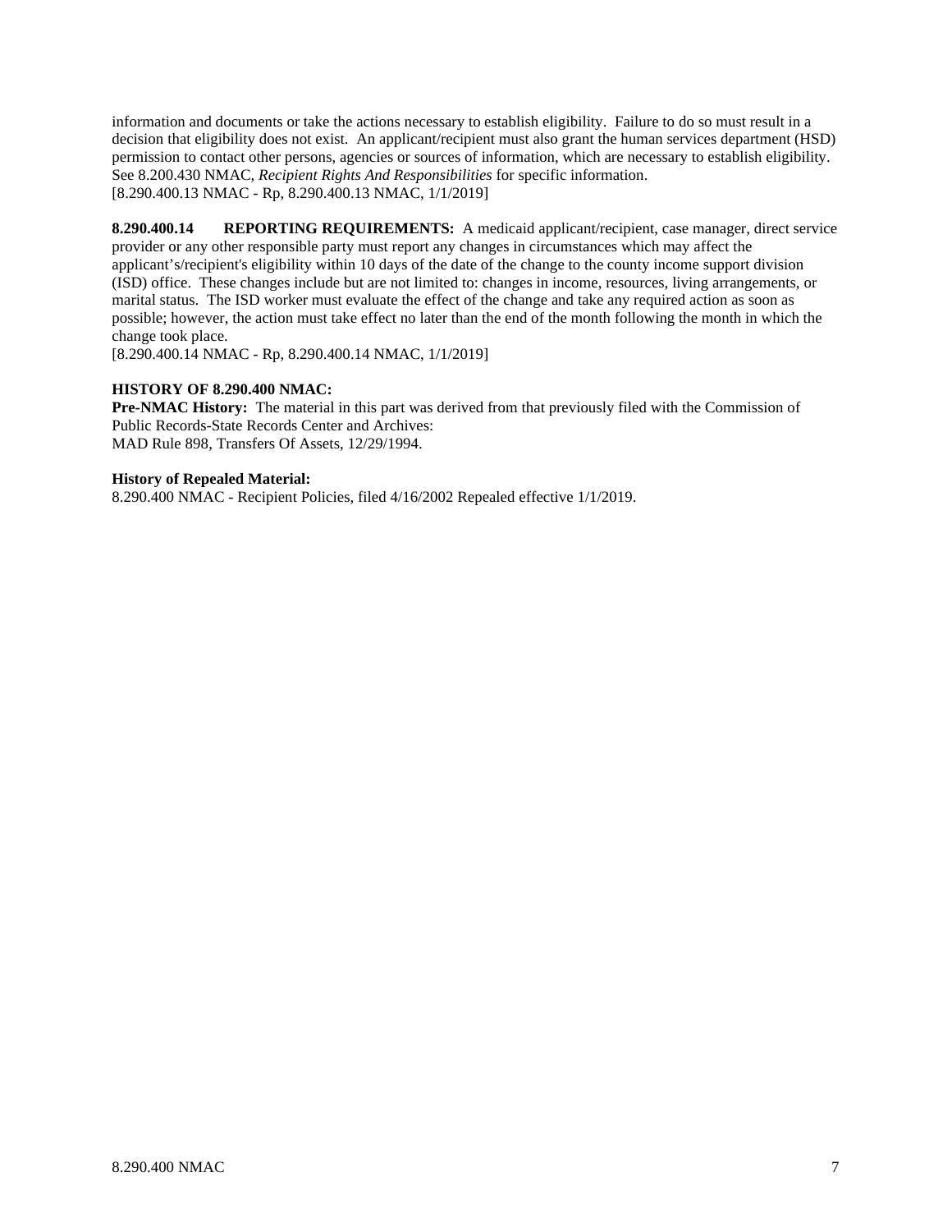information and documents or take the actions necessary to establish eligibility. Failure to do so must result in a decision that eligibility does not exist. An applicant/recipient must also grant the human services department (HSD) permission to contact other persons, agencies or sources of information, which are necessary to establish eligibility. See 8.200.430 NMAC, *Recipient Rights And Responsibilities* for specific information.
[8.290.400.13 NMAC - Rp, 8.290.400.13 NMAC, 1/1/2019]

**8.290.400.14 REPORTING REQUIREMENTS:** A medicaid applicant/recipient, case manager, direct service provider or any other responsible party must report any changes in circumstances which may affect the applicant's/recipient's eligibility within 10 days of the date of the change to the county income support division (ISD) office. These changes include but are not limited to: changes in income, resources, living arrangements, or marital status. The ISD worker must evaluate the effect of the change and take any required action as soon as possible; however, the action must take effect no later than the end of the month following the month in which the change took place.
[8.290.400.14 NMAC - Rp, 8.290.400.14 NMAC, 1/1/2019]

**HISTORY OF 8.290.400 NMAC:**
**Pre-NMAC History:** The material in this part was derived from that previously filed with the Commission of Public Records-State Records Center and Archives:
MAD Rule 898, Transfers Of Assets, 12/29/1994.

**History of Repealed Material:**
8.290.400 NMAC - Recipient Policies, filed 4/16/2002 Repealed effective 1/1/2019.